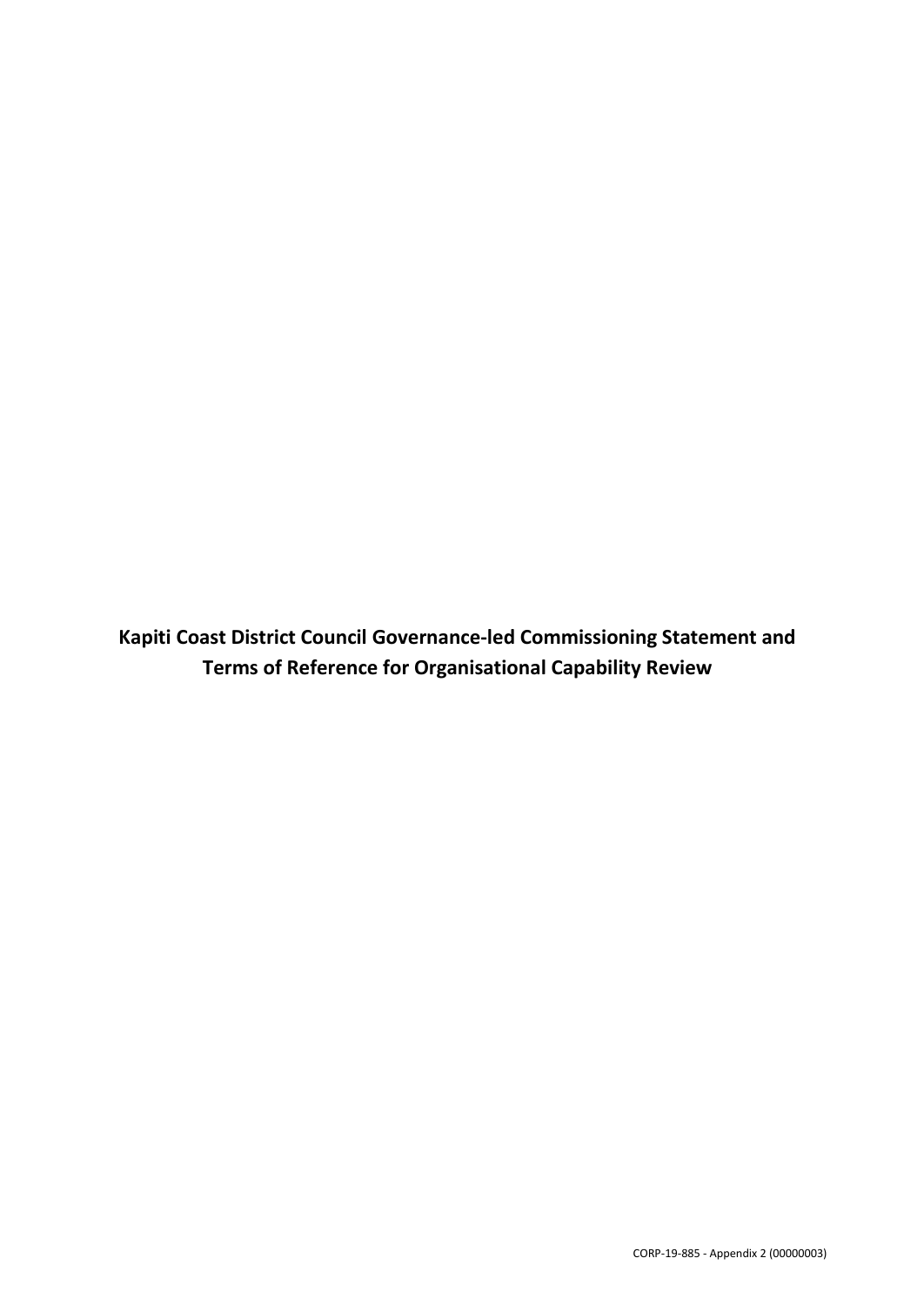**Kapiti Coast District Council Governance-led Commissioning Statement and Terms of Reference for Organisational Capability Review**

CORP-19-885 - Appendix 2 (00000003)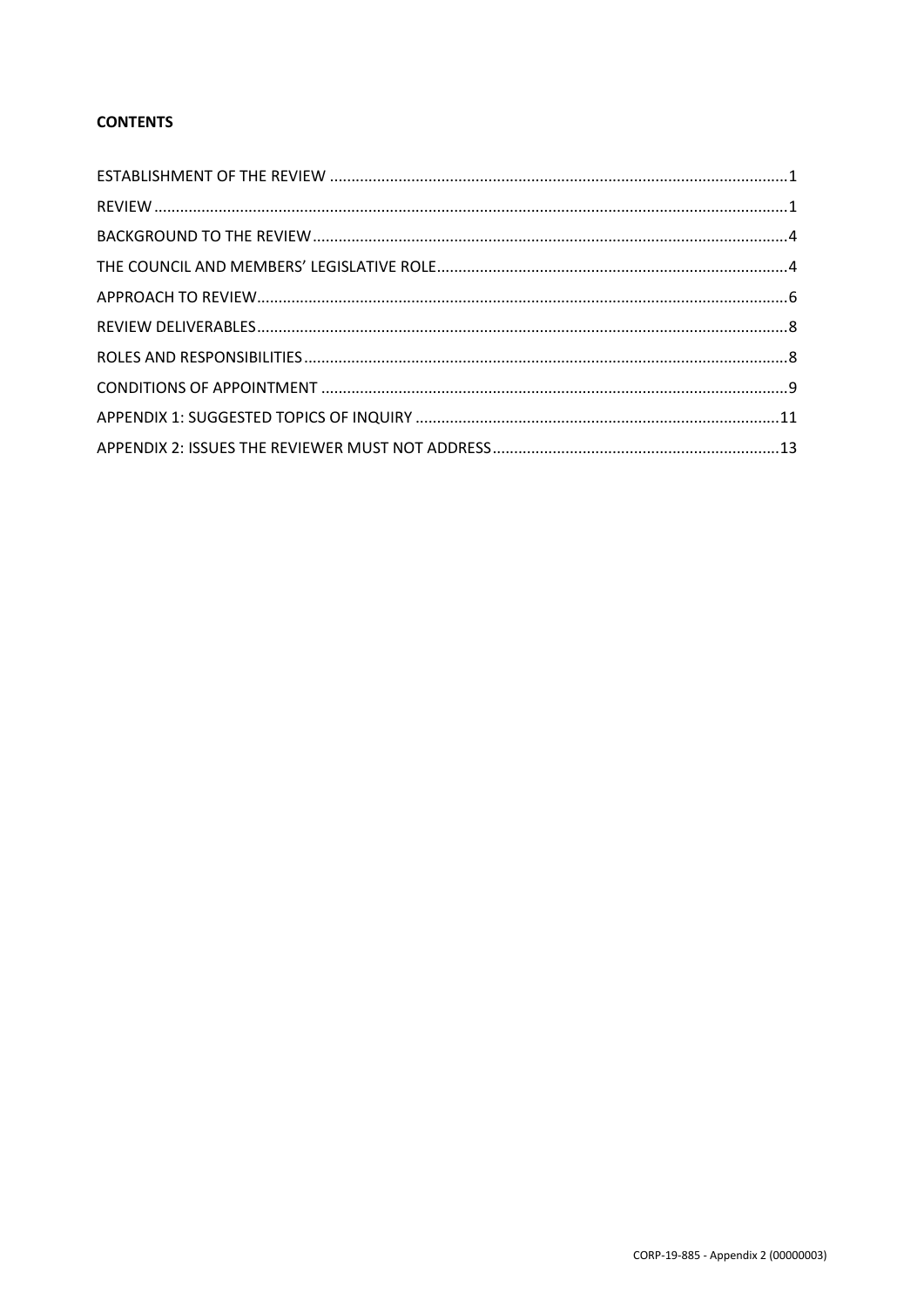**CONTENTS**

ESTABLISHMENT OF THE REVIEW .......................................................................................................... 1
REVIEW ................................................................................................................................................ 1
BACKGROUND TO THE REVIEW ............................................................................................................. 4
THE COUNCIL AND MEMBERS' LEGISLATIVE ROLE ................................................................................ 4
APPROACH TO REVIEW .......................................................................................................................... 6
REVIEW DELIVERABLES .......................................................................................................................... 8
ROLES AND RESPONSIBILITIES ............................................................................................................... 8
CONDITIONS OF APPOINTMENT ............................................................................................................ 9
APPENDIX 1: SUGGESTED TOPICS OF INQUIRY .................................................................................... 11
APPENDIX 2: ISSUES THE REVIEWER MUST NOT ADDRESS .................................................................. 13

CORP-19-885 - Appendix 2 (00000003)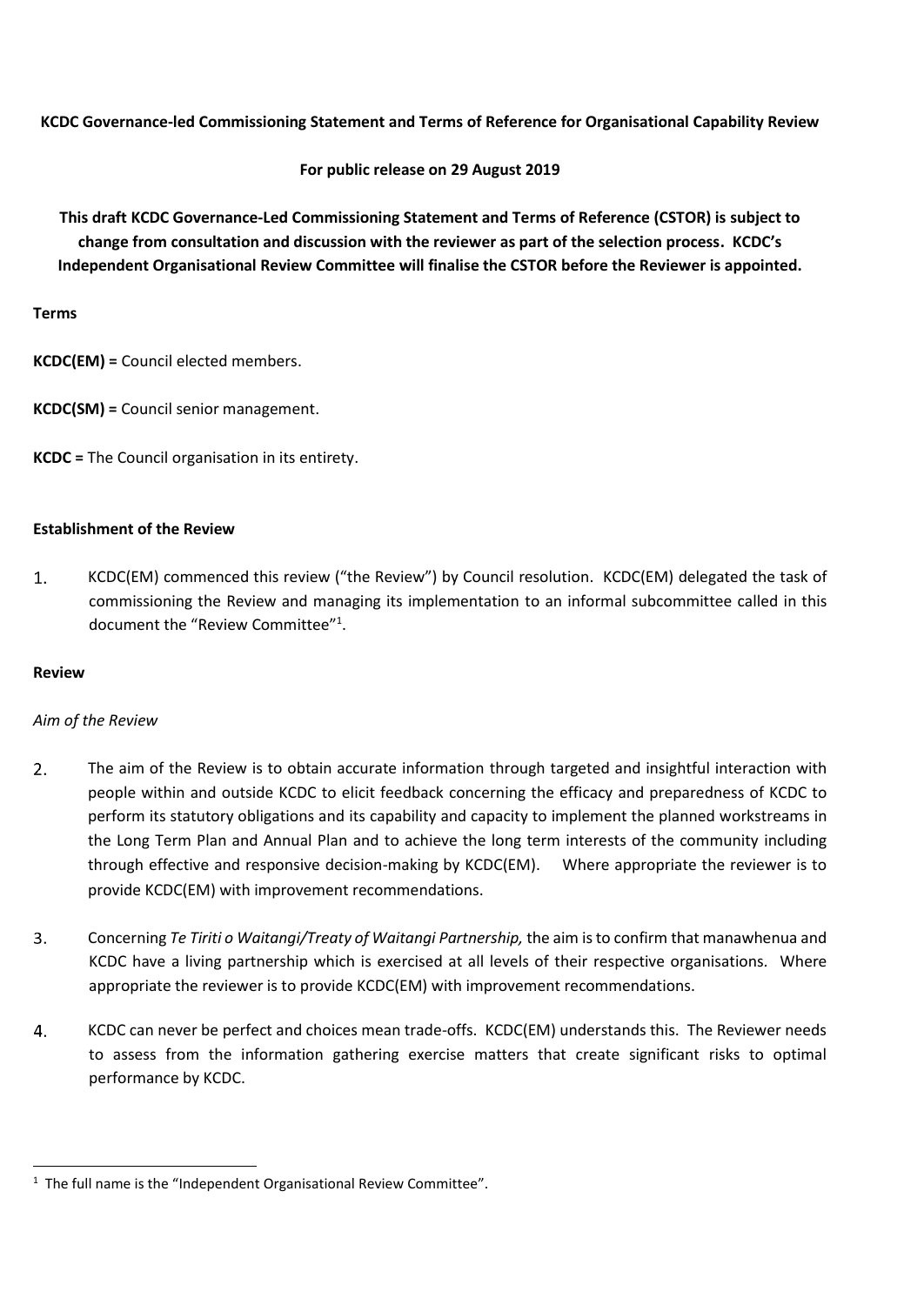**KCDC Governance-led Commissioning Statement and Terms of Reference for Organisational Capability Review**

**For public release on 29 August 2019**

**This draft KCDC Governance-Led Commissioning Statement and Terms of Reference (CSTOR) is subject to change from consultation and discussion with the reviewer as part of the selection process. KCDC's Independent Organisational Review Committee will finalise the CSTOR before the Reviewer is appointed.**

**Terms**

**KCDC(EM) =** Council elected members.

**KCDC(SM) =** Council senior management.

**KCDC =** The Council organisation in its entirety.

**Establishment of the Review**

1. KCDC(EM) commenced this review ("the Review") by Council resolution. KCDC(EM) delegated the task of commissioning the Review and managing its implementation to an informal subcommittee called in this document the "Review Committee"[1].

**Review**

*Aim of the Review*

2. The aim of the Review is to obtain accurate information through targeted and insightful interaction with people within and outside KCDC to elicit feedback concerning the efficacy and preparedness of KCDC to perform its statutory obligations and its capability and capacity to implement the planned workstreams in the Long Term Plan and Annual Plan and to achieve the long term interests of the community including through effective and responsive decision-making by KCDC(EM). Where appropriate the reviewer is to provide KCDC(EM) with improvement recommendations.

3. Concerning *Te Tiriti o Waitangi/Treaty of Waitangi Partnership,* the aim is to confirm that manawhenua and KCDC have a living partnership which is exercised at all levels of their respective organisations. Where appropriate the reviewer is to provide KCDC(EM) with improvement recommendations.

4. KCDC can never be perfect and choices mean trade-offs. KCDC(EM) understands this. The Reviewer needs to assess from the information gathering exercise matters that create significant risks to optimal performance by KCDC.

[1] The full name is the "Independent Organisational Review Committee".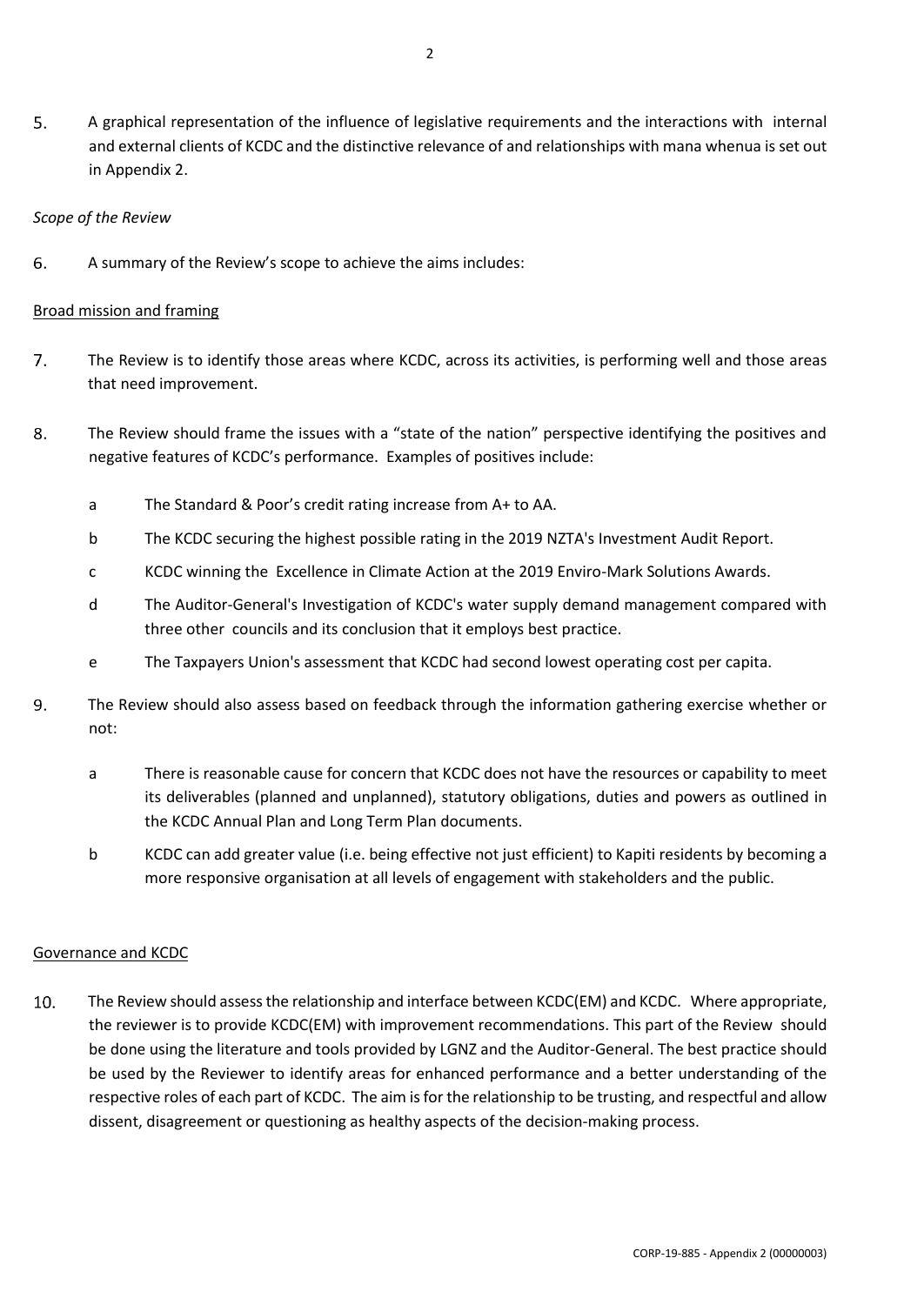5. A graphical representation of the influence of legislative requirements and the interactions with internal and external clients of KCDC and the distinctive relevance of and relationships with mana whenua is set out in Appendix 2.

*Scope of the Review*

6. A summary of the Review's scope to achieve the aims includes:

<u>Broad mission and framing</u>

7. The Review is to identify those areas where KCDC, across its activities, is performing well and those areas that need improvement.

8. The Review should frame the issues with a "state of the nation" perspective identifying the positives and negative features of KCDC's performance. Examples of positives include:

   a The Standard & Poor's credit rating increase from A+ to AA.

   b The KCDC securing the highest possible rating in the 2019 NZTA's Investment Audit Report.

   c KCDC winning the Excellence in Climate Action at the 2019 Enviro-Mark Solutions Awards.

   d The Auditor-General's Investigation of KCDC's water supply demand management compared with three other councils and its conclusion that it employs best practice.

   e The Taxpayers Union's assessment that KCDC had second lowest operating cost per capita.

9. The Review should also assess based on feedback through the information gathering exercise whether or not:

   a There is reasonable cause for concern that KCDC does not have the resources or capability to meet its deliverables (planned and unplanned), statutory obligations, duties and powers as outlined in the KCDC Annual Plan and Long Term Plan documents.

   b KCDC can add greater value (i.e. being effective not just efficient) to Kapiti residents by becoming a more responsive organisation at all levels of engagement with stakeholders and the public.

<u>Governance and KCDC</u>

10. The Review should assess the relationship and interface between KCDC(EM) and KCDC. Where appropriate, the reviewer is to provide KCDC(EM) with improvement recommendations. This part of the Review should be done using the literature and tools provided by LGNZ and the Auditor-General. The best practice should be used by the Reviewer to identify areas for enhanced performance and a better understanding of the respective roles of each part of KCDC. The aim is for the relationship to be trusting, and respectful and allow dissent, disagreement or questioning as healthy aspects of the decision-making process.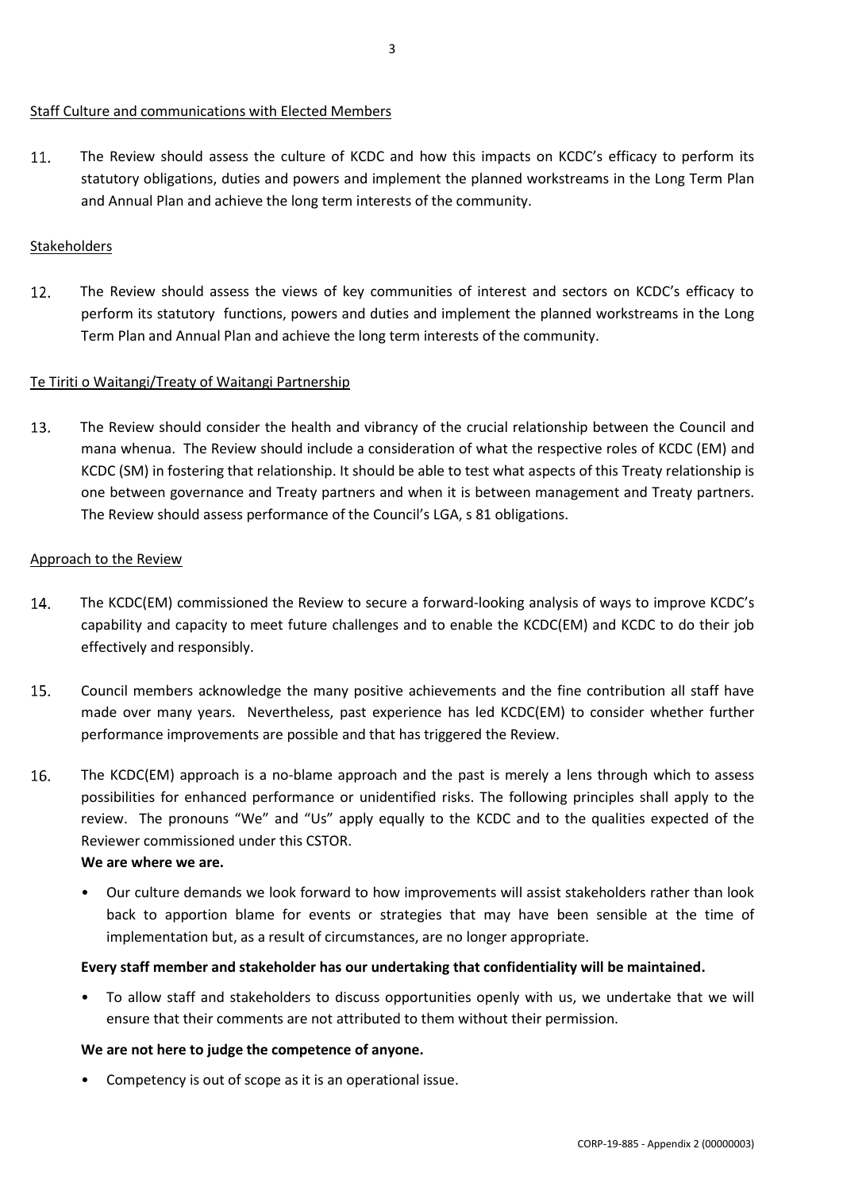Staff Culture and communications with Elected Members

11. The Review should assess the culture of KCDC and how this impacts on KCDC's efficacy to perform its statutory obligations, duties and powers and implement the planned workstreams in the Long Term Plan and Annual Plan and achieve the long term interests of the community.

Stakeholders

12. The Review should assess the views of key communities of interest and sectors on KCDC's efficacy to perform its statutory functions, powers and duties and implement the planned workstreams in the Long Term Plan and Annual Plan and achieve the long term interests of the community.

Te Tiriti o Waitangi/Treaty of Waitangi Partnership

13. The Review should consider the health and vibrancy of the crucial relationship between the Council and mana whenua. The Review should include a consideration of what the respective roles of KCDC (EM) and KCDC (SM) in fostering that relationship. It should be able to test what aspects of this Treaty relationship is one between governance and Treaty partners and when it is between management and Treaty partners. The Review should assess performance of the Council's LGA, s 81 obligations.

Approach to the Review

14. The KCDC(EM) commissioned the Review to secure a forward-looking analysis of ways to improve KCDC's capability and capacity to meet future challenges and to enable the KCDC(EM) and KCDC to do their job effectively and responsibly.

15. Council members acknowledge the many positive achievements and the fine contribution all staff have made over many years. Nevertheless, past experience has led KCDC(EM) to consider whether further performance improvements are possible and that has triggered the Review.

16. The KCDC(EM) approach is a no-blame approach and the past is merely a lens through which to assess possibilities for enhanced performance or unidentified risks. The following principles shall apply to the review. The pronouns "We" and "Us" apply equally to the KCDC and to the qualities expected of the Reviewer commissioned under this CSTOR.

**We are where we are.**

- Our culture demands we look forward to how improvements will assist stakeholders rather than look back to apportion blame for events or strategies that may have been sensible at the time of implementation but, as a result of circumstances, are no longer appropriate.

**Every staff member and stakeholder has our undertaking that confidentiality will be maintained.**

- To allow staff and stakeholders to discuss opportunities openly with us, we undertake that we will ensure that their comments are not attributed to them without their permission.

**We are not here to judge the competence of anyone.**

- Competency is out of scope as it is an operational issue.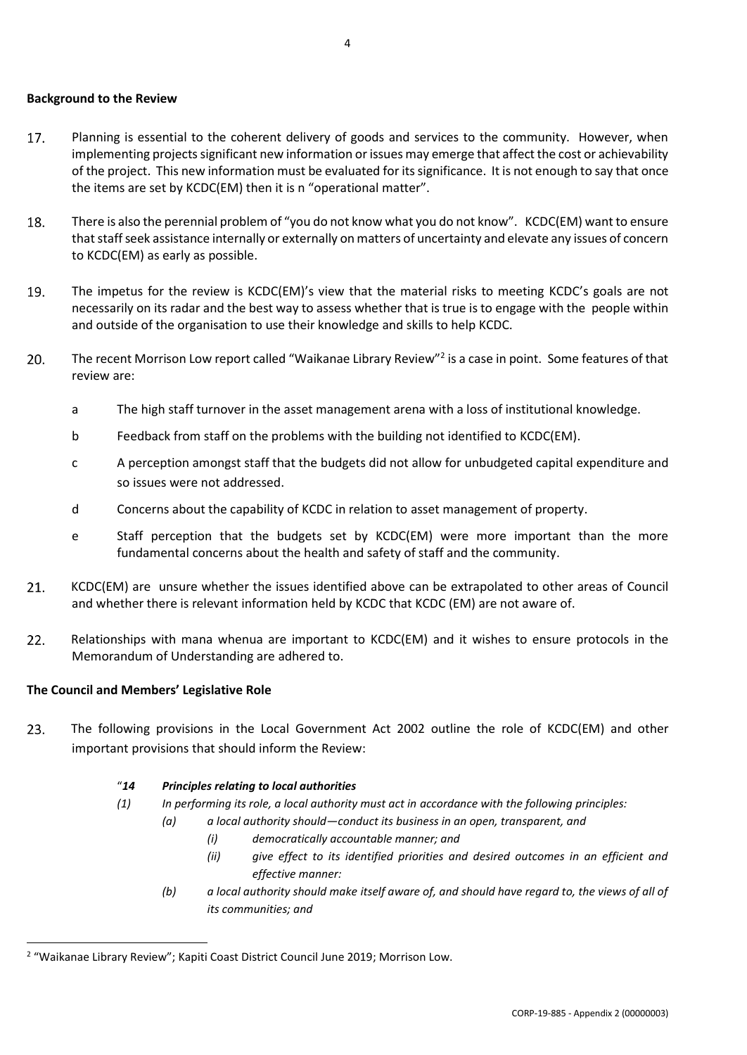**Background to the Review**

17. Planning is essential to the coherent delivery of goods and services to the community. However, when implementing projects significant new information or issues may emerge that affect the cost or achievability of the project. This new information must be evaluated for its significance. It is not enough to say that once the items are set by KCDC(EM) then it is n "operational matter".

18. There is also the perennial problem of "you do not know what you do not know". KCDC(EM) want to ensure that staff seek assistance internally or externally on matters of uncertainty and elevate any issues of concern to KCDC(EM) as early as possible.

19. The impetus for the review is KCDC(EM)'s view that the material risks to meeting KCDC's goals are not necessarily on its radar and the best way to assess whether that is true is to engage with the people within and outside of the organisation to use their knowledge and skills to help KCDC.

20. The recent Morrison Low report called "Waikanae Library Review"[2] is a case in point. Some features of that review are:

    a. The high staff turnover in the asset management arena with a loss of institutional knowledge.

    b. Feedback from staff on the problems with the building not identified to KCDC(EM).

    c. A perception amongst staff that the budgets did not allow for unbudgeted capital expenditure and so issues were not addressed.

    d. Concerns about the capability of KCDC in relation to asset management of property.

    e. Staff perception that the budgets set by KCDC(EM) were more important than the more fundamental concerns about the health and safety of staff and the community.

21. KCDC(EM) are unsure whether the issues identified above can be extrapolated to other areas of Council and whether there is relevant information held by KCDC that KCDC (EM) are not aware of.

22. Relationships with mana whenua are important to KCDC(EM) and it wishes to ensure protocols in the Memorandum of Understanding are adhered to.

**The Council and Members' Legislative Role**

23. The following provisions in the Local Government Act 2002 outline the role of KCDC(EM) and other important provisions that should inform the Review:

> "***14 Principles relating to local authorities***
>
> *(1) In performing its role, a local authority must act in accordance with the following principles:*
>
> *(a) a local authority should—conduct its business in an open, transparent, and*
>
> *(i) democratically accountable manner; and*
>
> *(ii) give effect to its identified priorities and desired outcomes in an efficient and effective manner:*
>
> *(b) a local authority should make itself aware of, and should have regard to, the views of all of its communities; and*

---

[2] "Waikanae Library Review"; Kapiti Coast District Council June 2019; Morrison Low.

CORP-19-885 - Appendix 2 (00000003)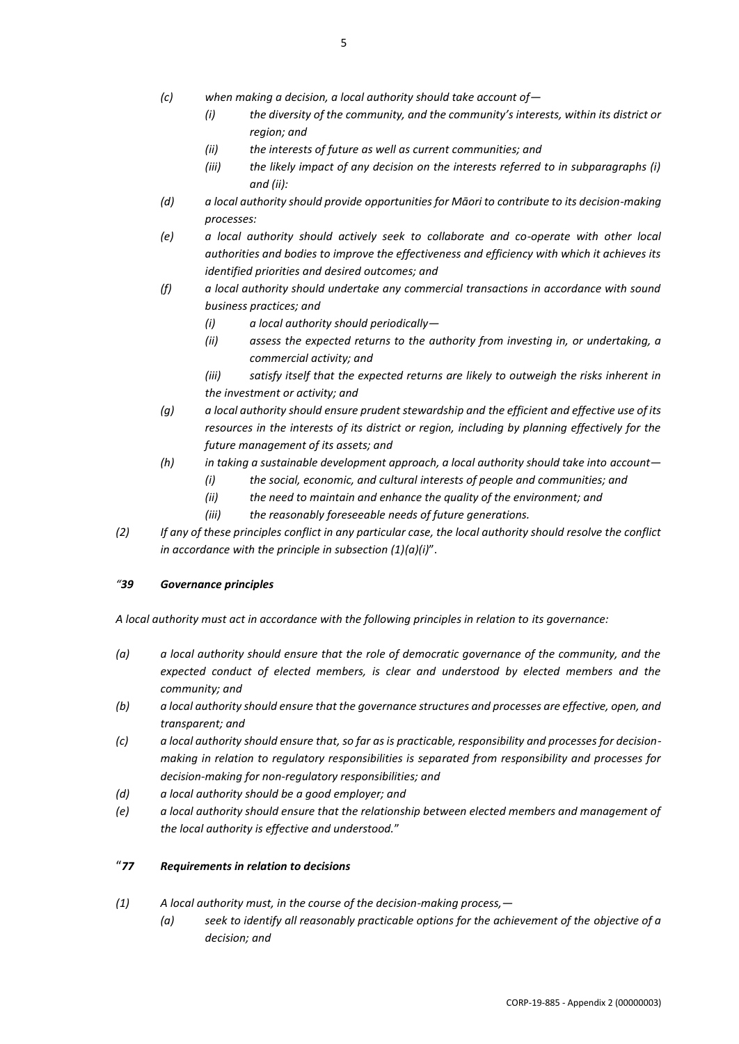- *(c) when making a decision, a local authority should take account of—*
  - *(i) the diversity of the community, and the community's interests, within its district or region; and*
  - *(ii) the interests of future as well as current communities; and*
  - *(iii) the likely impact of any decision on the interests referred to in subparagraphs (i) and (ii):*
- *(d) a local authority should provide opportunities for Māori to contribute to its decision-making processes:*
- *(e) a local authority should actively seek to collaborate and co-operate with other local authorities and bodies to improve the effectiveness and efficiency with which it achieves its identified priorities and desired outcomes; and*
- *(f) a local authority should undertake any commercial transactions in accordance with sound business practices; and*
  - *(i) a local authority should periodically—*
  - *(ii) assess the expected returns to the authority from investing in, or undertaking, a commercial activity; and*
  - *(iii) satisfy itself that the expected returns are likely to outweigh the risks inherent in the investment or activity; and*
- *(g) a local authority should ensure prudent stewardship and the efficient and effective use of its resources in the interests of its district or region, including by planning effectively for the future management of its assets; and*
- *(h) in taking a sustainable development approach, a local authority should take into account—*
  - *(i) the social, economic, and cultural interests of people and communities; and*
  - *(ii) the need to maintain and enhance the quality of the environment; and*
  - *(iii) the reasonably foreseeable needs of future generations.*

*(2) If any of these principles conflict in any particular case, the local authority should resolve the conflict in accordance with the principle in subsection (1)(a)(i)*".

### *"39 Governance principles*

*A local authority must act in accordance with the following principles in relation to its governance:*

- *(a) a local authority should ensure that the role of democratic governance of the community, and the expected conduct of elected members, is clear and understood by elected members and the community; and*
- *(b) a local authority should ensure that the governance structures and processes are effective, open, and transparent; and*
- *(c) a local authority should ensure that, so far as is practicable, responsibility and processes for decision-making in relation to regulatory responsibilities is separated from responsibility and processes for decision-making for non-regulatory responsibilities; and*
- *(d) a local authority should be a good employer; and*
- *(e) a local authority should ensure that the relationship between elected members and management of the local authority is effective and understood.*"

### "*77 Requirements in relation to decisions*

*(1) A local authority must, in the course of the decision-making process,—*

- *(a) seek to identify all reasonably practicable options for the achievement of the objective of a decision; and*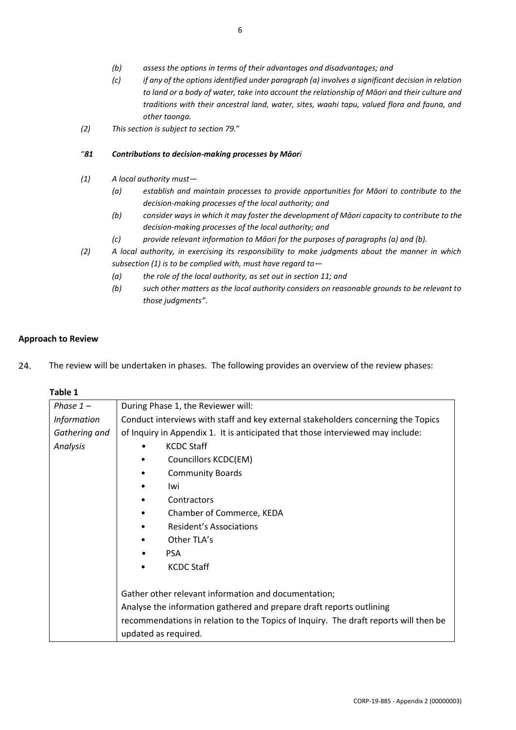- *(b)* *assess the options in terms of their advantages and disadvantages; and*
- *(c)* *if any of the options identified under paragraph (a) involves a significant decision in relation to land or a body of water, take into account the relationship of Māori and their culture and traditions with their ancestral land, water, sites, waahi tapu, valued flora and fauna, and other taonga.*

*(2)* *This section is subject to section 79.*"

"***81*** ***Contributions to decision-making processes by Māori***

*(1)* *A local authority must—*

- *(a)* *establish and maintain processes to provide opportunities for Māori to contribute to the decision-making processes of the local authority; and*
- *(b)* *consider ways in which it may foster the development of Māori capacity to contribute to the decision-making processes of the local authority; and*
- *(c)* *provide relevant information to Māori for the purposes of paragraphs (a) and (b).*

*(2)* *A local authority, in exercising its responsibility to make judgments about the manner in which subsection (1) is to be complied with, must have regard to—*

- *(a)* *the role of the local authority, as set out in section 11; and*
- *(b)* *such other matters as the local authority considers on reasonable grounds to be relevant to those judgments"*.

**Approach to Review**

24. The review will be undertaken in phases. The following provides an overview of the review phases:

**Table 1**

| | |
|---|---|
| *Phase 1 – Information Gathering and Analysis* | During Phase 1, the Reviewer will:<br>Conduct interviews with staff and key external stakeholders concerning the Topics of Inquiry in Appendix 1. It is anticipated that those interviewed may include:<br>• KCDC Staff<br>• Councillors KCDC(EM)<br>• Community Boards<br>• Iwi<br>• Contractors<br>• Chamber of Commerce, KEDA<br>• Resident's Associations<br>• Other TLA's<br>• PSA<br>• KCDC Staff<br><br>Gather other relevant information and documentation;<br>Analyse the information gathered and prepare draft reports outlining recommendations in relation to the Topics of Inquiry. The draft reports will then be updated as required. |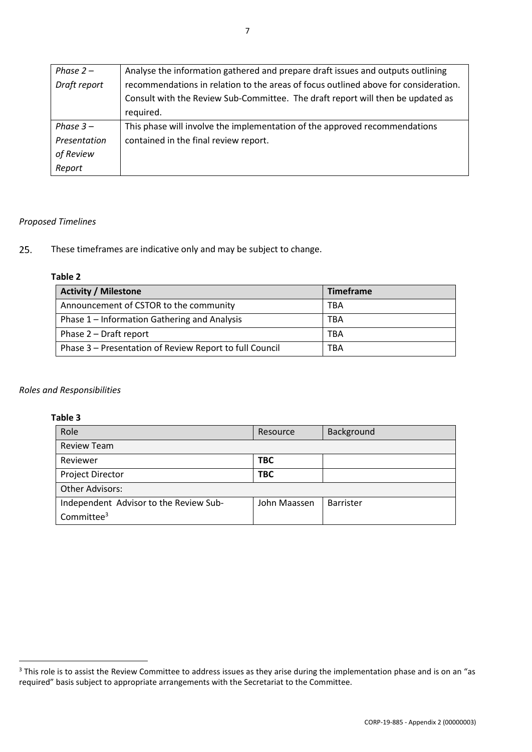| *Phase 2 – Draft report* | Analyse the information gathered and prepare draft issues and outputs outlining recommendations in relation to the areas of focus outlined above for consideration. Consult with the Review Sub-Committee. The draft report will then be updated as required. |
|---|---|
| *Phase 3 – Presentation of Review Report* | This phase will involve the implementation of the approved recommendations contained in the final review report. |

*Proposed Timelines*

25. These timeframes are indicative only and may be subject to change.

**Table 2**

| **Activity / Milestone** | **Timeframe** |
|---|---|
| Announcement of CSTOR to the community | TBA |
| Phase 1 – Information Gathering and Analysis | TBA |
| Phase 2 – Draft report | TBA |
| Phase 3 – Presentation of Review Report to full Council | TBA |

*Roles and Responsibilities*

**Table 3**

| Role | Resource | Background |
|---|---|---|
| Review Team | | |
| Reviewer | **TBC** | |
| Project Director | **TBC** | |
| Other Advisors: | | |
| Independent Advisor to the Review Sub-Committee[3] | John Maassen | Barrister |

[3] This role is to assist the Review Committee to address issues as they arise during the implementation phase and is on an "as required" basis subject to appropriate arrangements with the Secretariat to the Committee.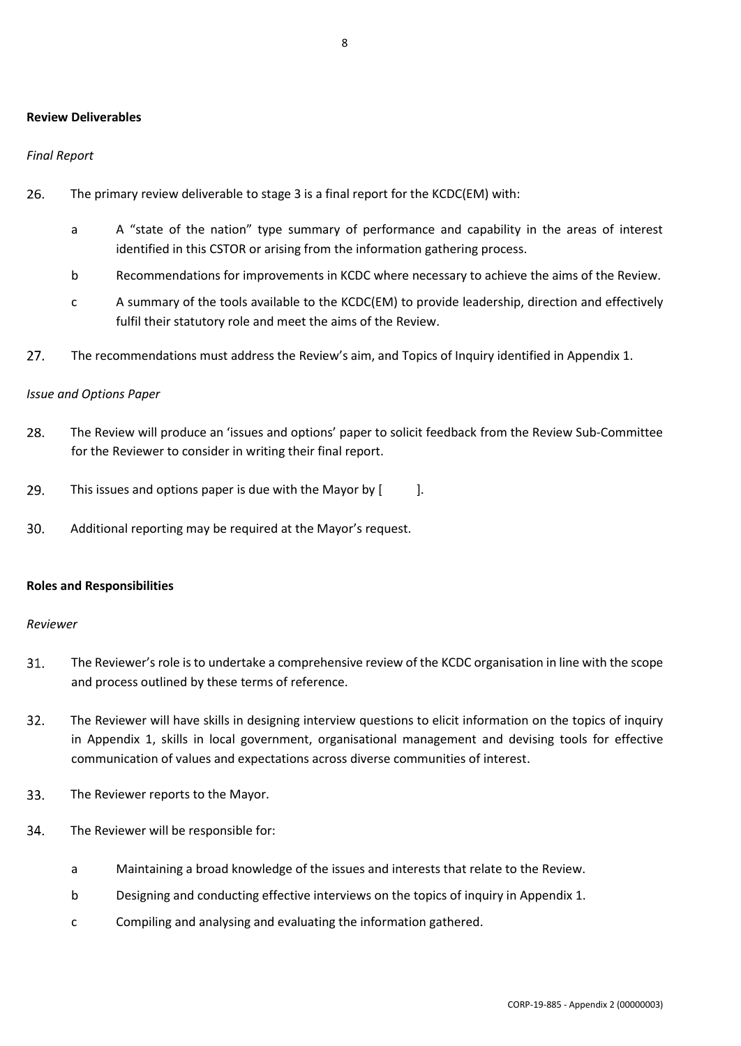**Review Deliverables**

*Final Report*

26. The primary review deliverable to stage 3 is a final report for the KCDC(EM) with:

    a A "state of the nation" type summary of performance and capability in the areas of interest identified in this CSTOR or arising from the information gathering process.

    b Recommendations for improvements in KCDC where necessary to achieve the aims of the Review.

    c A summary of the tools available to the KCDC(EM) to provide leadership, direction and effectively fulfil their statutory role and meet the aims of the Review.

27. The recommendations must address the Review's aim, and Topics of Inquiry identified in Appendix 1.

*Issue and Options Paper*

28. The Review will produce an 'issues and options' paper to solicit feedback from the Review Sub-Committee for the Reviewer to consider in writing their final report.

29. This issues and options paper is due with the Mayor by [ ].

30. Additional reporting may be required at the Mayor's request.

**Roles and Responsibilities**

*Reviewer*

31. The Reviewer's role is to undertake a comprehensive review of the KCDC organisation in line with the scope and process outlined by these terms of reference.

32. The Reviewer will have skills in designing interview questions to elicit information on the topics of inquiry in Appendix 1, skills in local government, organisational management and devising tools for effective communication of values and expectations across diverse communities of interest.

33. The Reviewer reports to the Mayor.

34. The Reviewer will be responsible for:

    a Maintaining a broad knowledge of the issues and interests that relate to the Review.

    b Designing and conducting effective interviews on the topics of inquiry in Appendix 1.

    c Compiling and analysing and evaluating the information gathered.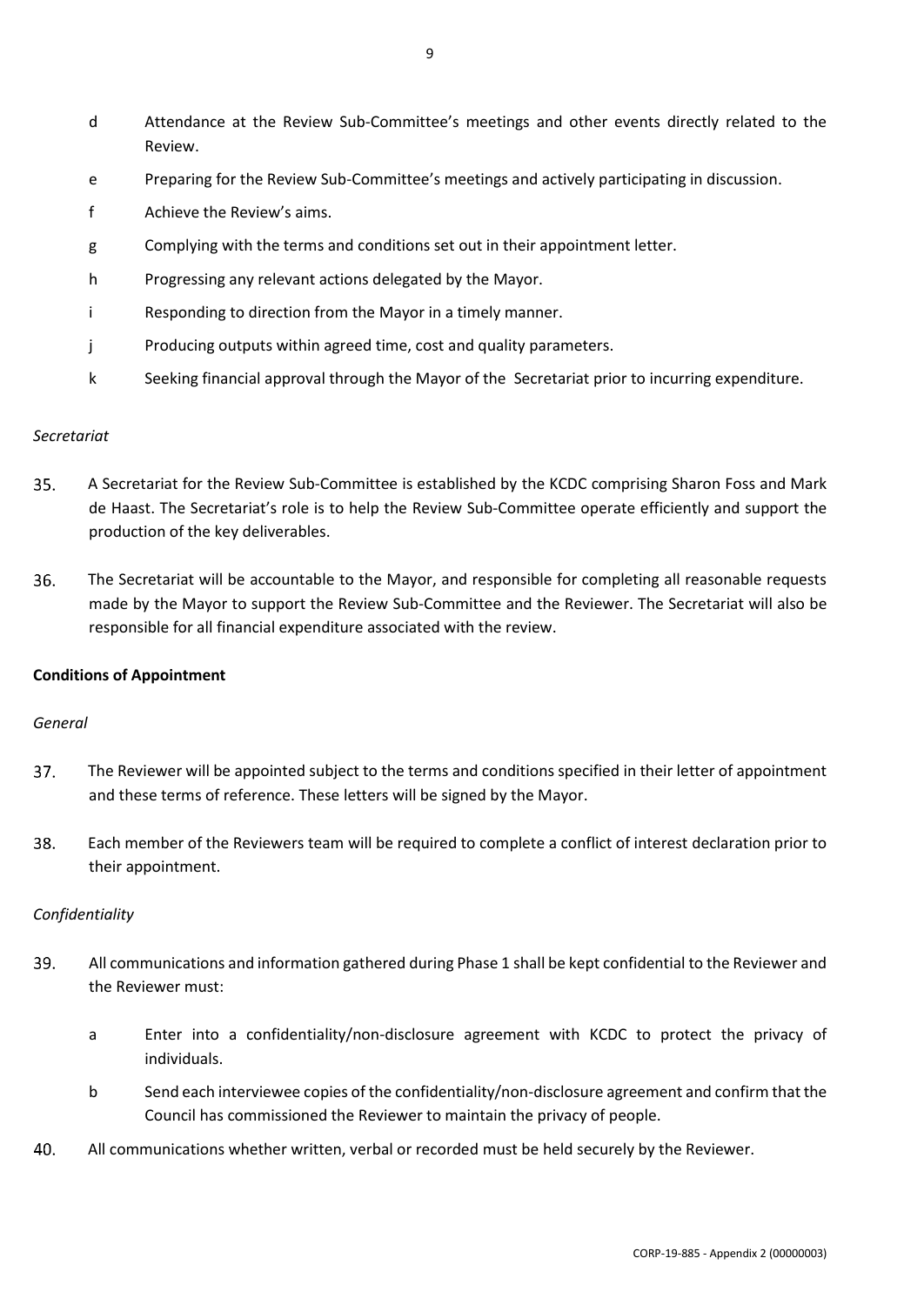d. Attendance at the Review Sub-Committee's meetings and other events directly related to the Review.

e. Preparing for the Review Sub-Committee's meetings and actively participating in discussion.

f. Achieve the Review's aims.

g. Complying with the terms and conditions set out in their appointment letter.

h. Progressing any relevant actions delegated by the Mayor.

i. Responding to direction from the Mayor in a timely manner.

j. Producing outputs within agreed time, cost and quality parameters.

k. Seeking financial approval through the Mayor of the Secretariat prior to incurring expenditure.

*Secretariat*

35. A Secretariat for the Review Sub-Committee is established by the KCDC comprising Sharon Foss and Mark de Haast. The Secretariat's role is to help the Review Sub-Committee operate efficiently and support the production of the key deliverables.

36. The Secretariat will be accountable to the Mayor, and responsible for completing all reasonable requests made by the Mayor to support the Review Sub-Committee and the Reviewer. The Secretariat will also be responsible for all financial expenditure associated with the review.

**Conditions of Appointment**

*General*

37. The Reviewer will be appointed subject to the terms and conditions specified in their letter of appointment and these terms of reference. These letters will be signed by the Mayor.

38. Each member of the Reviewers team will be required to complete a conflict of interest declaration prior to their appointment.

*Confidentiality*

39. All communications and information gathered during Phase 1 shall be kept confidential to the Reviewer and the Reviewer must:

    a. Enter into a confidentiality/non-disclosure agreement with KCDC to protect the privacy of individuals.

    b. Send each interviewee copies of the confidentiality/non-disclosure agreement and confirm that the Council has commissioned the Reviewer to maintain the privacy of people.

40. All communications whether written, verbal or recorded must be held securely by the Reviewer.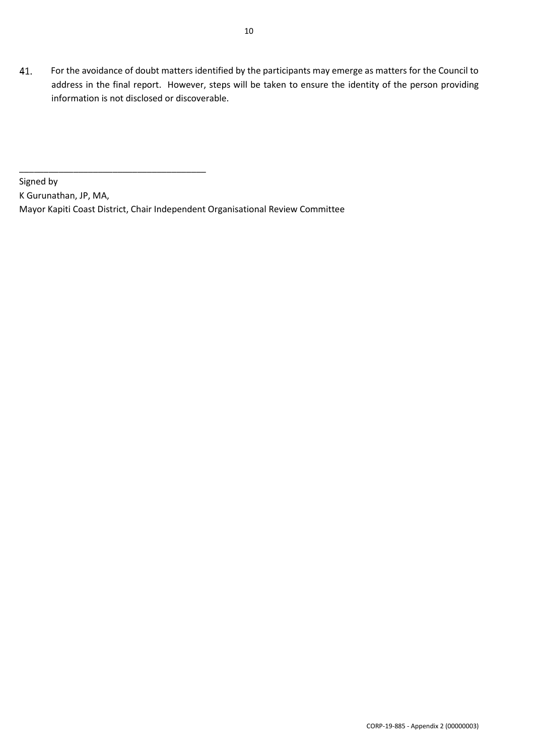41. For the avoidance of doubt matters identified by the participants may emerge as matters for the Council to address in the final report. However, steps will be taken to ensure the identity of the person providing information is not disclosed or discoverable.

\_\_\_\_\_\_\_\_\_\_\_\_\_\_\_\_\_\_\_\_\_\_\_\_\_\_\_\_\_\_\_\_\_\_\_\_\_\_\_\_

Signed by

K Gurunathan, JP, MA,

Mayor Kapiti Coast District, Chair Independent Organisational Review Committee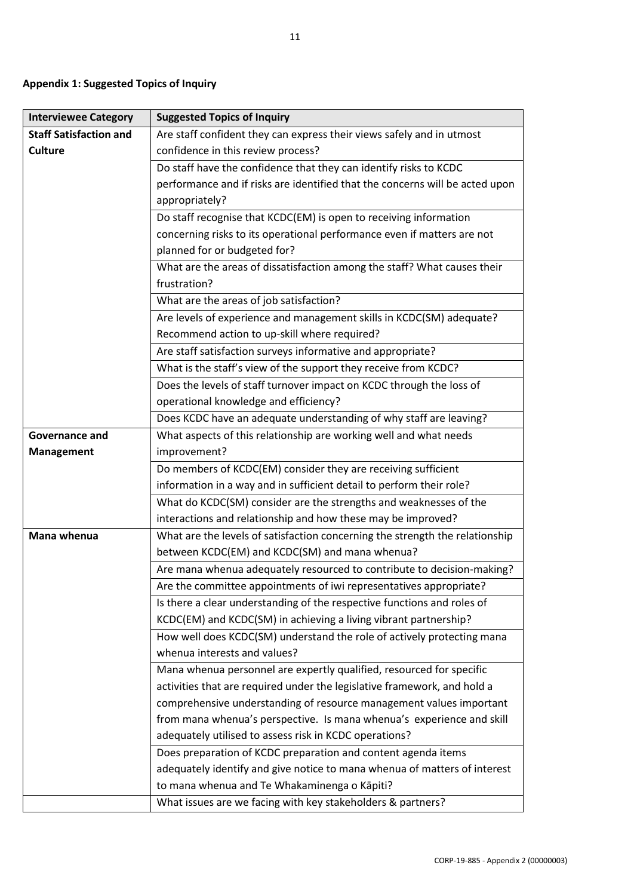**Appendix 1: Suggested Topics of Inquiry**

| Interviewee Category | Suggested Topics of Inquiry |
|---|---|
| **Staff Satisfaction and Culture** | Are staff confident they can express their views safely and in utmost confidence in this review process? |
| | Do staff have the confidence that they can identify risks to KCDC performance and if risks are identified that the concerns will be acted upon appropriately? |
| | Do staff recognise that KCDC(EM) is open to receiving information concerning risks to its operational performance even if matters are not planned for or budgeted for? |
| | What are the areas of dissatisfaction among the staff? What causes their frustration? |
| | What are the areas of job satisfaction? |
| | Are levels of experience and management skills in KCDC(SM) adequate? Recommend action to up-skill where required? |
| | Are staff satisfaction surveys informative and appropriate? |
| | What is the staff's view of the support they receive from KCDC? |
| | Does the levels of staff turnover impact on KCDC through the loss of operational knowledge and efficiency? |
| | Does KCDC have an adequate understanding of why staff are leaving? |
| **Governance and Management** | What aspects of this relationship are working well and what needs improvement? |
| | Do members of KCDC(EM) consider they are receiving sufficient information in a way and in sufficient detail to perform their role? |
| | What do KCDC(SM) consider are the strengths and weaknesses of the interactions and relationship and how these may be improved? |
| **Mana whenua** | What are the levels of satisfaction concerning the strength the relationship between KCDC(EM) and KCDC(SM) and mana whenua? |
| | Are mana whenua adequately resourced to contribute to decision-making? |
| | Are the committee appointments of iwi representatives appropriate? |
| | Is there a clear understanding of the respective functions and roles of KCDC(EM) and KCDC(SM) in achieving a living vibrant partnership? |
| | How well does KCDC(SM) understand the role of actively protecting mana whenua interests and values? |
| | Mana whenua personnel are expertly qualified, resourced for specific activities that are required under the legislative framework, and hold a comprehensive understanding of resource management values important from mana whenua's perspective. Is mana whenua's experience and skill adequately utilised to assess risk in KCDC operations? |
| | Does preparation of KCDC preparation and content agenda items adequately identify and give notice to mana whenua of matters of interest to mana whenua and Te Whakaminenga o Kāpiti? |
| | What issues are we facing with key stakeholders & partners? |

CORP-19-885 - Appendix 2 (00000003)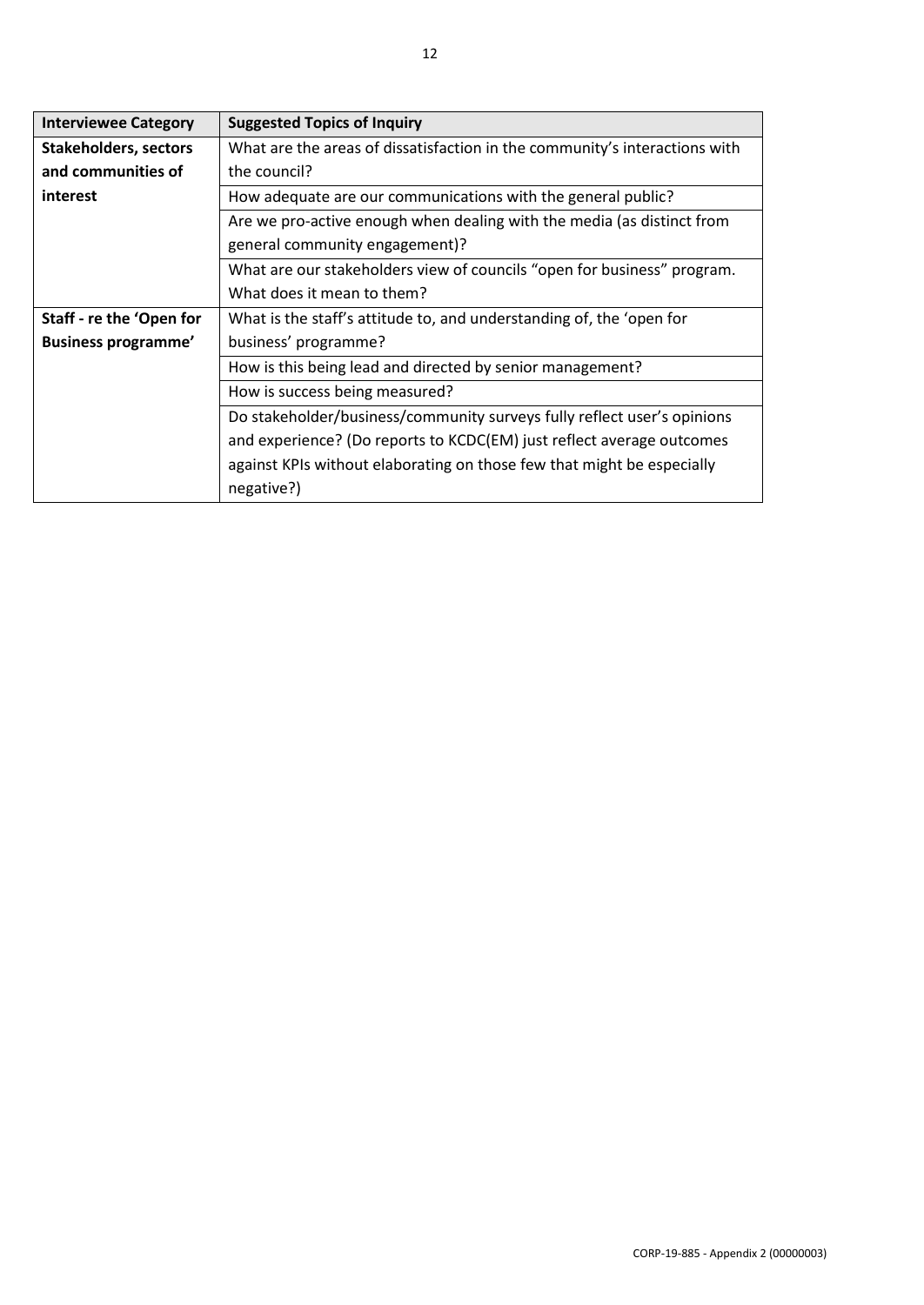| Interviewee Category | Suggested Topics of Inquiry |
|---|---|
| **Stakeholders, sectors and communities of interest** | What are the areas of dissatisfaction in the community's interactions with the council? |
| | How adequate are our communications with the general public? |
| | Are we pro-active enough when dealing with the media (as distinct from general community engagement)? |
| | What are our stakeholders view of councils "open for business" program. What does it mean to them? |
| **Staff - re the 'Open for Business programme'** | What is the staff's attitude to, and understanding of, the 'open for business' programme? |
| | How is this being lead and directed by senior management? |
| | How is success being measured? |
| | Do stakeholder/business/community surveys fully reflect user's opinions and experience? (Do reports to KCDC(EM) just reflect average outcomes against KPIs without elaborating on those few that might be especially negative?) |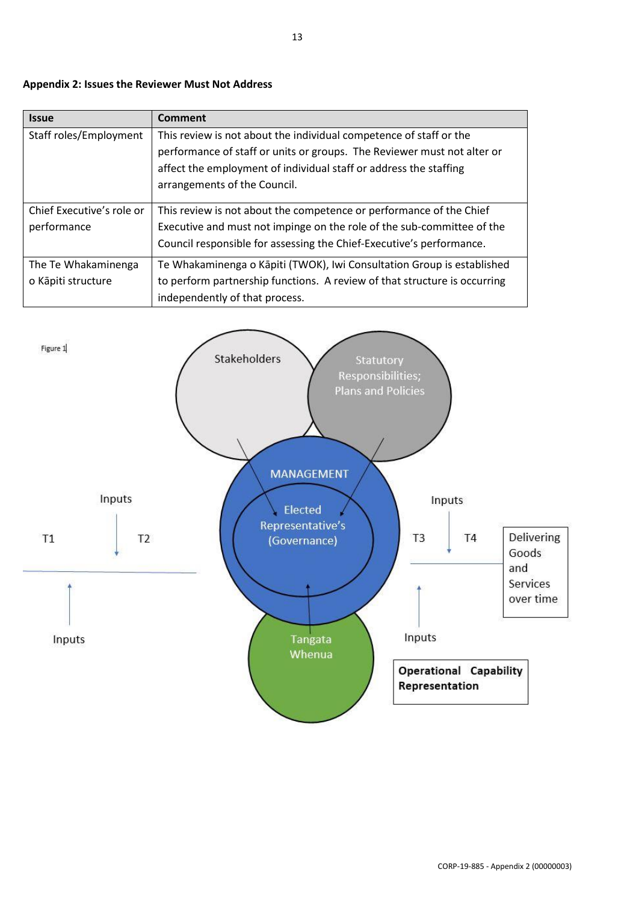**Appendix 2: Issues the Reviewer Must Not Address**

| Issue | Comment |
|---|---|
| Staff roles/Employment | This review is not about the individual competence of staff or the performance of staff or units or groups. The Reviewer must not alter or affect the employment of individual staff or address the staffing arrangements of the Council. |
| Chief Executive's role or performance | This review is not about the competence or performance of the Chief Executive and must not impinge on the role of the sub-committee of the Council responsible for assessing the Chief-Executive's performance. |
| The Te Whakaminenga o Kāpiti structure | Te Whakaminenga o Kāpiti (TWOK), Iwi Consultation Group is established to perform partnership functions. A review of that structure is occurring independently of that process. |

Figure 1

Stakeholders

Statutory Responsibilities; Plans and Policies

MANAGEMENT

Elected Representative's (Governance)

Tangata Whenua

Inputs

T1

T2

Inputs

Inputs

T3

T4

Inputs

Delivering Goods and Services over time

**Operational Capability Representation**